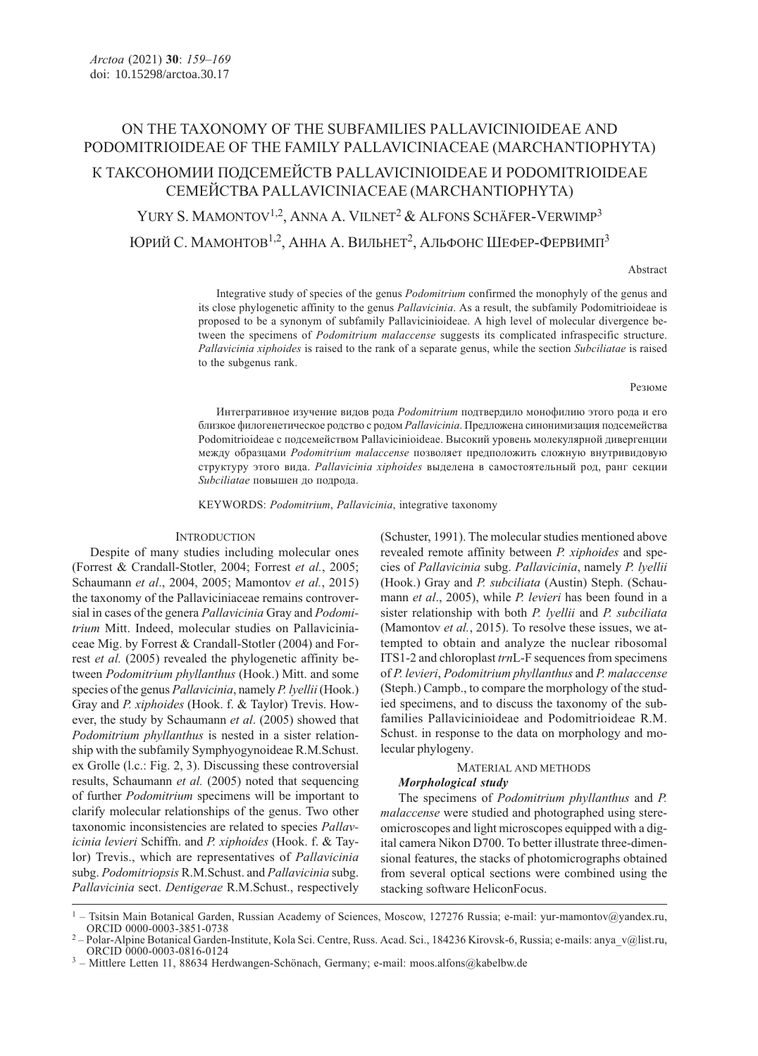# ON THE TAXONOMY OF THE SUBFAMILIES PALLAVICINIOIDEAE AND PODOMITRIOIDEAE OF THE FAMILY PALLAVICINIACEAE (MARCHANTIOPHYTA)

# К ТАКСОНОМИИ ПОДСЕМЕЙСТВ PALLAVICINIOIDEAE И PODOMITRIOIDEAE СЕМЕЙСТВА PALLAVICINIACEAE (MARCHANTIOPHYTA)

YURY S. MAMONTOV[1,2], ANNA A. VILNET[2] & ALFONS SCHÄFER-VERWIMP[3]

ЮРИЙ С. МАМОНТОВ[1,2], АННА А. ВИЛЬНЕТ[2], АЛЬФОНС ШЕФЕР-ФЕРВИМП[3]

Abstract

Integrative study of species of the genus *Podomitrium* confirmed the monophyly of the genus and its close phylogenetic affinity to the genus *Pallavicinia*. As a result, the subfamily Podomitrioideae is proposed to be a synonym of subfamily Pallavicinioideae. A high level of molecular divergence between the specimens of *Podomitrium malaccense* suggests its complicated infraspecific structure. *Pallavicinia xiphoides* is raised to the rank of a separate genus, while the section *Subciliatae* is raised to the subgenus rank.

Резюме

Интегративное изучение видов рода *Podomitrium* подтвердило монофилию этого рода и его близкое филогенетическое родство с родом *Pallavicinia*. Предложена синонимизация подсемейства Podomitrioideae с подсемейством Pallavicinioideae. Высокий уровень молекулярной дивергенции между образцами *Podomitrium malaccense* позволяет предположить сложную внутривидовую структуру этого вида. *Pallavicinia xiphoides* выделена в самостоятельный род, ранг секции *Subciliatae* повышен до подрода.

KEYWORDS: *Podomitrium*, *Pallavicinia*, integrative taxonomy

## INTRODUCTION

Despite of many studies including molecular ones (Forrest & Crandall-Stotler, 2004; Forrest *et al.*, 2005; Schaumann *et al*., 2004, 2005; Mamontov *et al.*, 2015) the taxonomy of the Pallaviciniaceae remains controversial in cases of the genera *Pallavicinia* Gray and *Podomitrium* Mitt. Indeed, molecular studies on Pallaviciniaceae Mig. by Forrest & Crandall-Stotler (2004) and Forrest *et al.* (2005) revealed the phylogenetic affinity between *Podomitrium phyllanthus* (Hook.) Mitt. and some species of the genus *Pallavicinia*, namely *P. lyellii* (Hook.) Gray and *P. xiphoides* (Hook. f. & Taylor) Trevis. However, the study by Schaumann *et al*. (2005) showed that *Podomitrium phyllanthus* is nested in a sister relationship with the subfamily Symphyogynoideae R.M.Schust. ex Grolle (l.c.: Fig. 2, 3). Discussing these controversial results, Schaumann *et al.* (2005) noted that sequencing of further *Podomitrium* specimens will be important to clarify molecular relationships of the genus. Two other taxonomic inconsistencies are related to species *Pallavicinia levieri* Schiffn. and *P. xiphoides* (Hook. f. & Taylor) Trevis., which are representatives of *Pallavicinia* subg. *Podomitriopsis* R.M.Schust. and *Pallavicinia* subg. *Pallavicinia* sect. *Dentigerae* R.M.Schust., respectively (Schuster, 1991). The molecular studies mentioned above revealed remote affinity between *P. xiphoides* and species of *Pallavicinia* subg. *Pallavicinia*, namely *P. lyellii* (Hook.) Gray and *P. subciliata* (Austin) Steph. (Schaumann *et al*., 2005), while *P. levieri* has been found in a sister relationship with both *P. lyellii* and *P. subciliata* (Mamontov *et al.*, 2015). To resolve these issues, we attempted to obtain and analyze the nuclear ribosomal ITS1-2 and chloroplast *trn*L-F sequences from specimens of *P. levieri*, *Podomitrium phyllanthus* and *P. malaccense* (Steph.) Campb., to compare the morphology of the studied specimens, and to discuss the taxonomy of the subfamilies Pallavicinioideae and Podomitrioideae R.M. Schust. in response to the data on morphology and molecular phylogeny.

## MATERIAL AND METHODS

### *Morphological study*

The specimens of *Podomitrium phyllanthus* and *P. malaccense* were studied and photographed using stereomicroscopes and light microscopes equipped with a digital camera Nikon D700. To better illustrate three-dimensional features, the stacks of photomicrographs obtained from several optical sections were combined using the stacking software HeliconFocus.

---

[1] – Tsitsin Main Botanical Garden, Russian Academy of Sciences, Moscow, 127276 Russia; e-mail: yur-mamontov@yandex.ru, ORCID 0000-0003-3851-0738

[2] – Polar-Alpine Botanical Garden-Institute, Kola Sci. Centre, Russ. Acad. Sci., 184236 Kirovsk-6, Russia; e-mails: anya_v@list.ru, ORCID 0000-0003-0816-0124

[3] – Mittlere Letten 11, 88634 Herdwangen-Schönach, Germany; e-mail: moos.alfons@kabelbw.de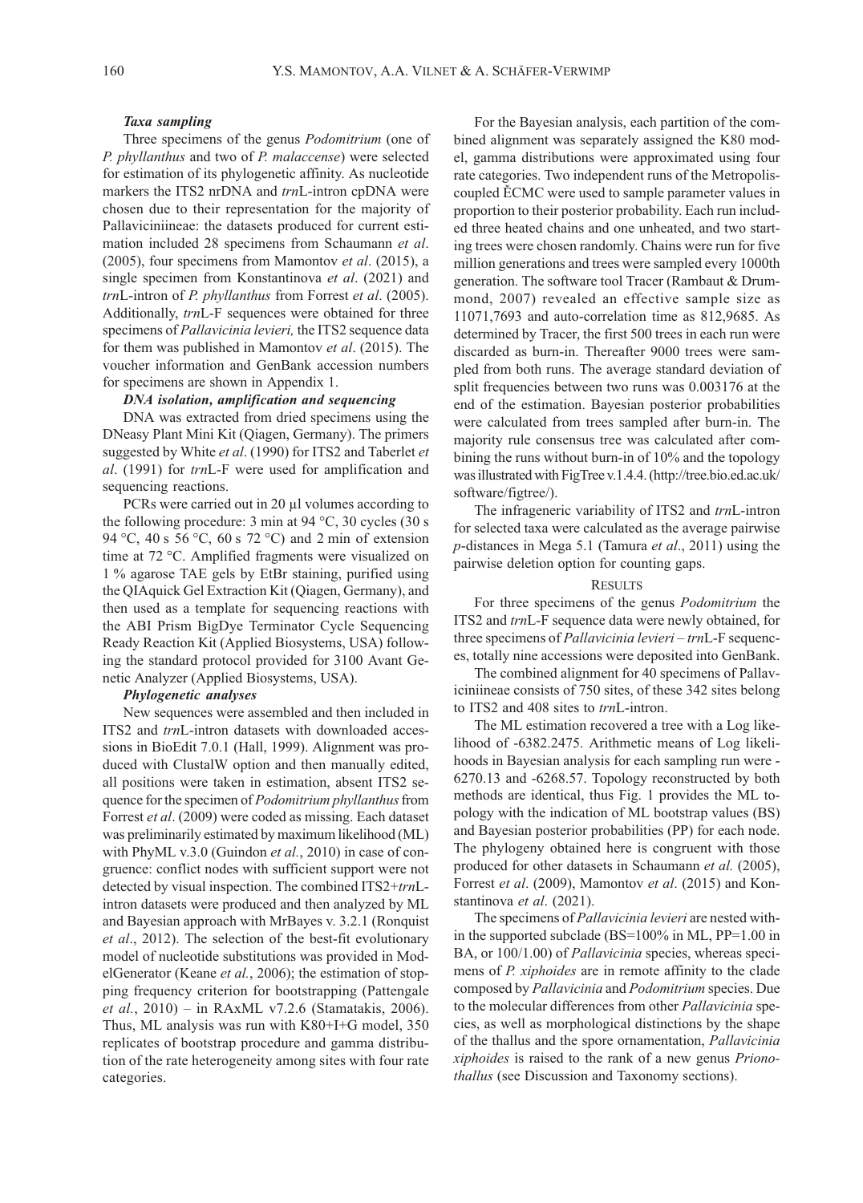### *Taxa sampling*

Three specimens of the genus *Podomitrium* (one of *P. phyllanthus* and two of *P. malaccense*) were selected for estimation of its phylogenetic affinity. As nucleotide markers the ITS2 nrDNA and *trn*L-intron cpDNA were chosen due to their representation for the majority of Pallaviciniineae: the datasets produced for current estimation included 28 specimens from Schaumann *et al*. (2005), four specimens from Mamontov *et al*. (2015), a single specimen from Konstantinova *et al*. (2021) and *trn*L-intron of *P. phyllanthus* from Forrest *et al*. (2005). Additionally, *trn*L-F sequences were obtained for three specimens of *Pallavicinia levieri,* the ITS2 sequence data for them was published in Mamontov *et al*. (2015). The voucher information and GenBank accession numbers for specimens are shown in Appendix 1.

### *DNA isolation, amplification and sequencing*

DNA was extracted from dried specimens using the DNeasy Plant Mini Kit (Qiagen, Germany). The primers suggested by White *et al*. (1990) for ITS2 and Taberlet *et al*. (1991) for *trn*L-F were used for amplification and sequencing reactions.

PCRs were carried out in 20 µl volumes according to the following procedure: 3 min at 94 °C, 30 cycles (30 s 94 °C, 40 s 56 °C, 60 s 72 °C) and 2 min of extension time at 72 °C. Amplified fragments were visualized on 1 % agarose TAE gels by EtBr staining, purified using the QIAquick Gel Extraction Kit (Qiagen, Germany), and then used as a template for sequencing reactions with the ABI Prism BigDye Terminator Cycle Sequencing Ready Reaction Kit (Applied Biosystems, USA) following the standard protocol provided for 3100 Avant Genetic Analyzer (Applied Biosystems, USA).

### *Phylogenetic analyses*

New sequences were assembled and then included in ITS2 and *trn*L-intron datasets with downloaded accessions in BioEdit 7.0.1 (Hall, 1999). Alignment was produced with ClustalW option and then manually edited, all positions were taken in estimation, absent ITS2 sequence for the specimen of *Podomitrium phyllanthus* from Forrest *et al*. (2009) were coded as missing. Each dataset was preliminarily estimated by maximum likelihood (ML) with PhyML v.3.0 (Guindon *et al.*, 2010) in case of congruence: conflict nodes with sufficient support were not detected by visual inspection. The combined ITS2+*trn*L-intron datasets were produced and then analyzed by ML and Bayesian approach with MrBayes v. 3.2.1 (Ronquist *et al*., 2012). The selection of the best-fit evolutionary model of nucleotide substitutions was provided in ModelGenerator (Keane *et al.*, 2006); the estimation of stopping frequency criterion for bootstrapping (Pattengale *et al.*, 2010) – in RAxML v7.2.6 (Stamatakis, 2006). Thus, ML analysis was run with K80+I+G model, 350 replicates of bootstrap procedure and gamma distribution of the rate heterogeneity among sites with four rate categories.

For the Bayesian analysis, each partition of the combined alignment was separately assigned the K80 model, gamma distributions were approximated using four rate categories. Two independent runs of the Metropolis-coupled ĚCMC were used to sample parameter values in proportion to their posterior probability. Each run included three heated chains and one unheated, and two starting trees were chosen randomly. Chains were run for five million generations and trees were sampled every 1000th generation. The software tool Tracer (Rambaut & Drummond, 2007) revealed an effective sample size as 11071,7693 and auto-correlation time as 812,9685. As determined by Tracer, the first 500 trees in each run were discarded as burn-in. Thereafter 9000 trees were sampled from both runs. The average standard deviation of split frequencies between two runs was 0.003176 at the end of the estimation. Bayesian posterior probabilities were calculated from trees sampled after burn-in. The majority rule consensus tree was calculated after combining the runs without burn-in of 10% and the topology was illustrated with FigTree v.1.4.4. (http://tree.bio.ed.ac.uk/software/figtree/).

The infrageneric variability of ITS2 and *trn*L-intron for selected taxa were calculated as the average pairwise *p*-distances in Mega 5.1 (Tamura *et al*., 2011) using the pairwise deletion option for counting gaps.

## RESULTS

For three specimens of the genus *Podomitrium* the ITS2 and *trn*L-F sequence data were newly obtained, for three specimens of *Pallavicinia levieri* – *trn*L-F sequences, totally nine accessions were deposited into GenBank.

The combined alignment for 40 specimens of Pallaviciniineae consists of 750 sites, of these 342 sites belong to ITS2 and 408 sites to *trn*L-intron.

The ML estimation recovered a tree with a Log likelihood of -6382.2475. Arithmetic means of Log likelihoods in Bayesian analysis for each sampling run were -6270.13 and -6268.57. Topology reconstructed by both methods are identical, thus Fig. 1 provides the ML topology with the indication of ML bootstrap values (BS) and Bayesian posterior probabilities (PP) for each node. The phylogeny obtained here is congruent with those produced for other datasets in Schaumann *et al.* (2005), Forrest *et al*. (2009), Mamontov *et al*. (2015) and Konstantinova *et al*. (2021).

The specimens of *Pallavicinia levieri* are nested within the supported subclade (BS=100% in ML, PP=1.00 in BA, or 100/1.00) of *Pallavicinia* species, whereas specimens of *P. xiphoides* are in remote affinity to the clade composed by *Pallavicinia* and *Podomitrium* species. Due to the molecular differences from other *Pallavicinia* species, as well as morphological distinctions by the shape of the thallus and the spore ornamentation, *Pallavicinia xiphoides* is raised to the rank of a new genus *Prionothallus* (see Discussion and Taxonomy sections).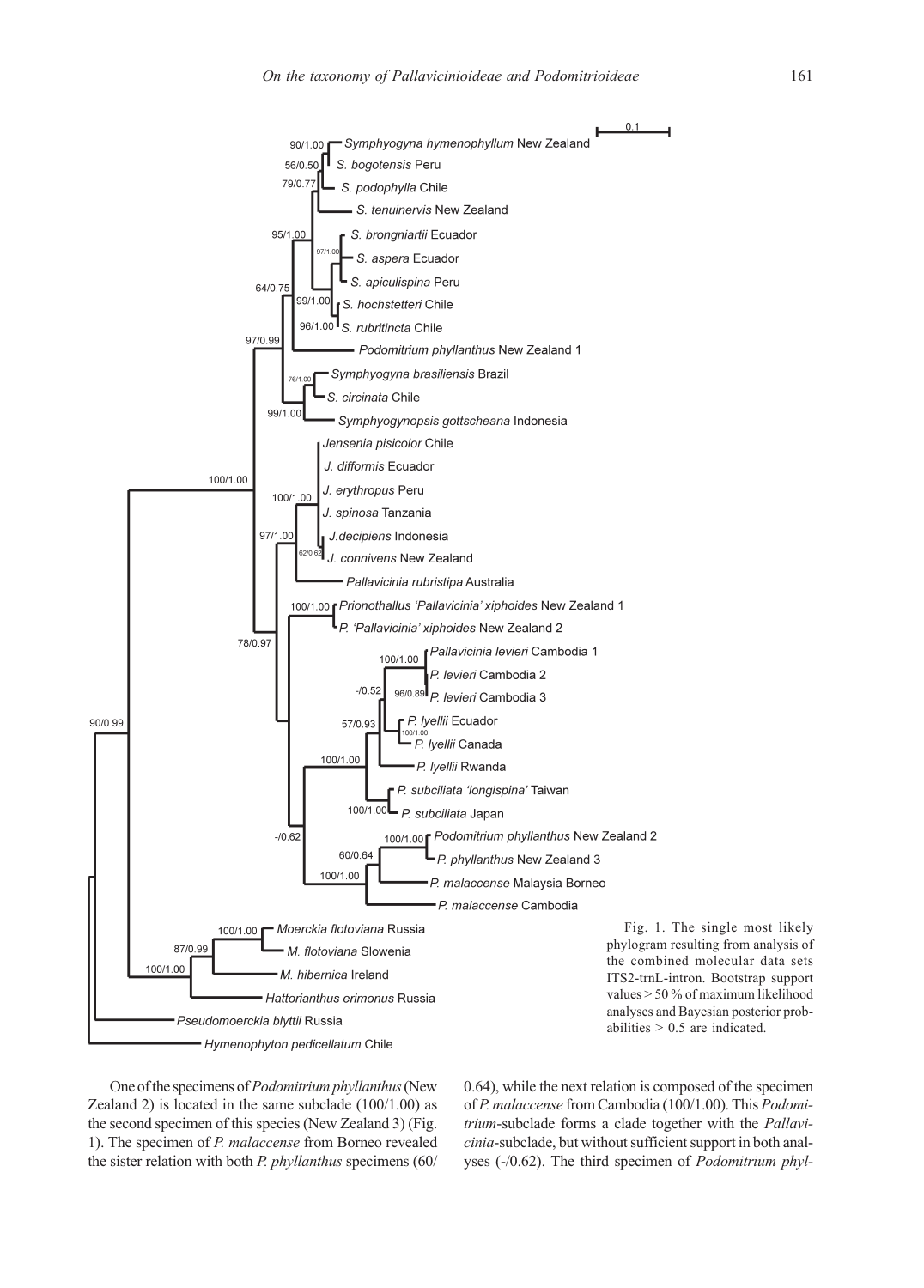Fig. 1. The single most likely phylogram resulting from analysis of the combined molecular data sets ITS2-trnL-intron. Bootstrap support values > 50 % of maximum likelihood analyses and Bayesian posterior probabilities > 0.5 are indicated.

One of the specimens of *Podomitrium phyllanthus* (New Zealand 2) is located in the same subclade (100/1.00) as the second specimen of this species (New Zealand 3) (Fig. 1). The specimen of *P. malaccense* from Borneo revealed the sister relation with both *P. phyllanthus* specimens (60/0.64), while the next relation is composed of the specimen of *P. malaccense* from Cambodia (100/1.00). This *Podomitrium*-subclade forms a clade together with the *Pallavicinia*-subclade, but without sufficient support in both analyses (-/0.62). The third specimen of *Podomitrium phyl-*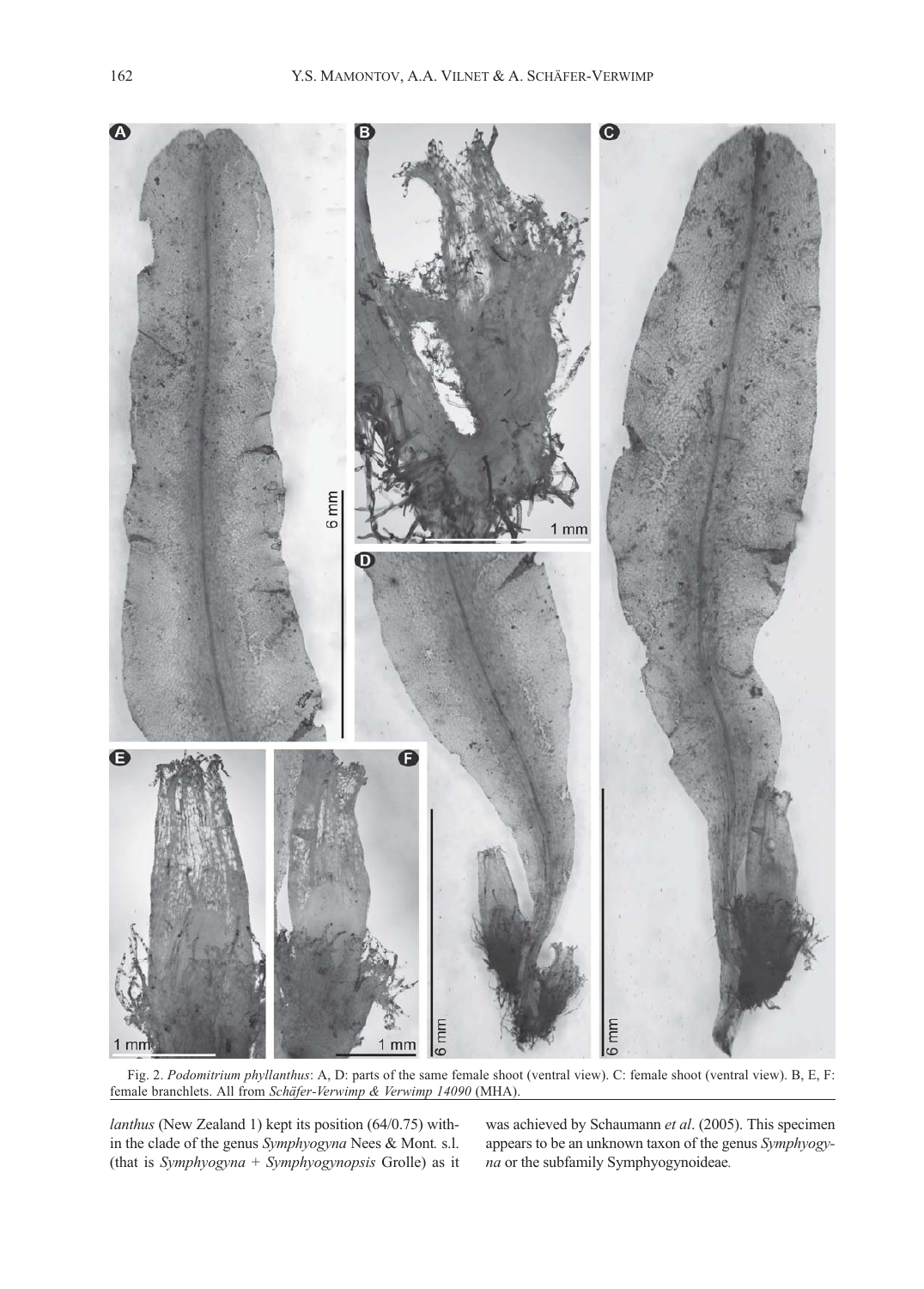Fig. 2. *Podomitrium phyllanthus*: A, D: parts of the same female shoot (ventral view). C: female shoot (ventral view). B, E, F: female branchlets. All from *Schäfer-Verwimp & Verwimp 14090* (MHA).

*lanthus* (New Zealand 1) kept its position (64/0.75) within the clade of the genus *Symphyogyna* Nees & Mont. s.l. (that is *Symphyogyna* + *Symphyogynopsis* Grolle) as it was achieved by Schaumann *et al*. (2005). This specimen appears to be an unknown taxon of the genus *Symphyogyna* or the subfamily Symphyogynoideae.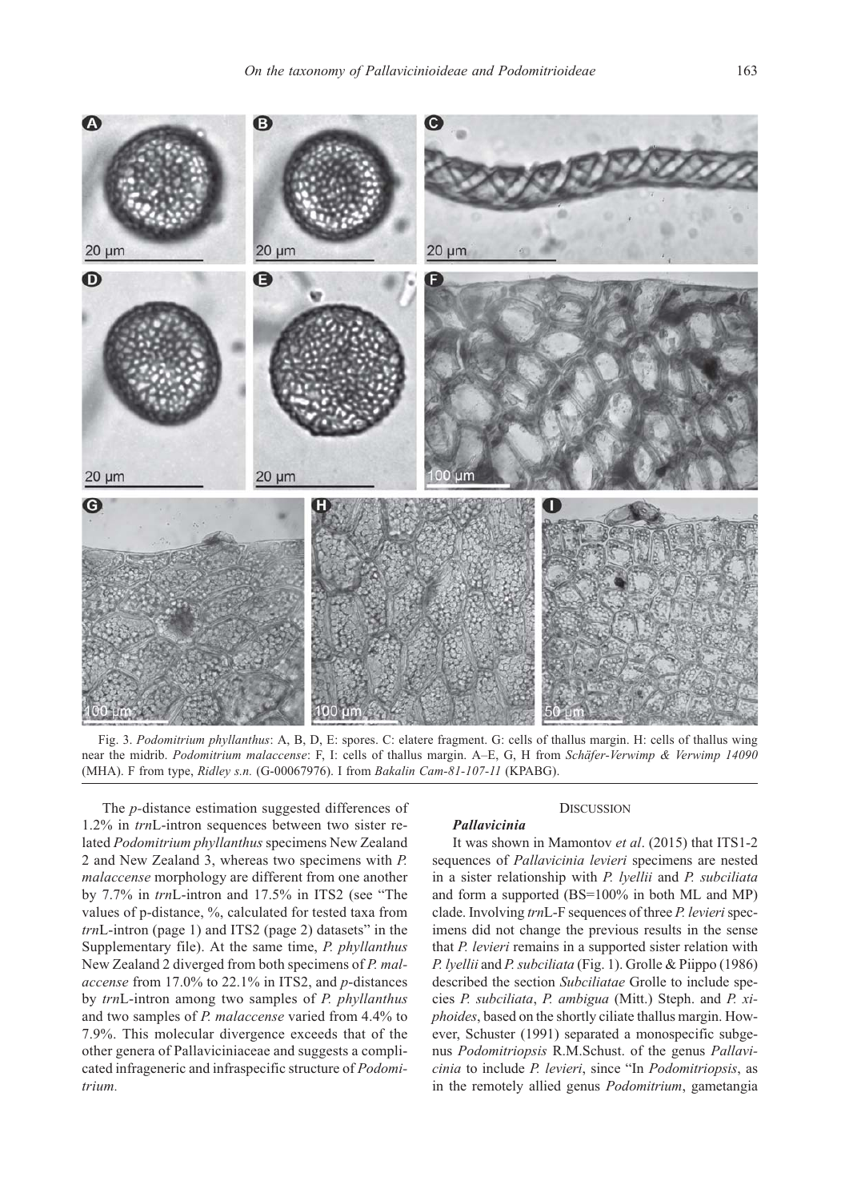Fig. 3. *Podomitrium phyllanthus*: A, B, D, E: spores. C: elatere fragment. G: cells of thallus margin. H: cells of thallus wing near the midrib. *Podomitrium malaccense*: F, I: cells of thallus margin. A–E, G, H from *Schäfer-Verwimp & Verwimp 14090* (MHA). F from type, *Ridley s.n.* (G-00067976). I from *Bakalin Cam-81-107-11* (KPABG).

The *p*-distance estimation suggested differences of 1.2% in *trn*L-intron sequences between two sister related *Podomitrium phyllanthus* specimens New Zealand 2 and New Zealand 3, whereas two specimens with *P. malaccense* morphology are different from one another by 7.7% in *trn*L-intron and 17.5% in ITS2 (see "The values of p-distance, %, calculated for tested taxa from *trn*L-intron (page 1) and ITS2 (page 2) datasets" in the Supplementary file). At the same time, *P. phyllanthus* New Zealand 2 diverged from both specimens of *P. malaccense* from 17.0% to 22.1% in ITS2, and *p*-distances by *trn*L-intron among two samples of *P. phyllanthus* and two samples of *P. malaccense* varied from 4.4% to 7.9%. This molecular divergence exceeds that of the other genera of Pallaviciniaceae and suggests a complicated infrageneric and infraspecific structure of *Podomitrium*.

## Discussion

### *Pallavicinia*

It was shown in Mamontov *et al*. (2015) that ITS1-2 sequences of *Pallavicinia levieri* specimens are nested in a sister relationship with *P. lyellii* and *P. subciliata* and form a supported (BS=100% in both ML and MP) clade. Involving *trn*L-F sequences of three *P. levieri* specimens did not change the previous results in the sense that *P. levieri* remains in a supported sister relation with *P. lyellii* and *P. subciliata* (Fig. 1). Grolle & Piippo (1986) described the section *Subciliatae* Grolle to include species *P. subciliata*, *P. ambigua* (Mitt.) Steph. and *P. xiphoides*, based on the shortly ciliate thallus margin. However, Schuster (1991) separated a monospecific subgenus *Podomitriopsis* R.M.Schust. of the genus *Pallavicinia* to include *P. levieri*, since "In *Podomitriopsis*, as in the remotely allied genus *Podomitrium*, gametangia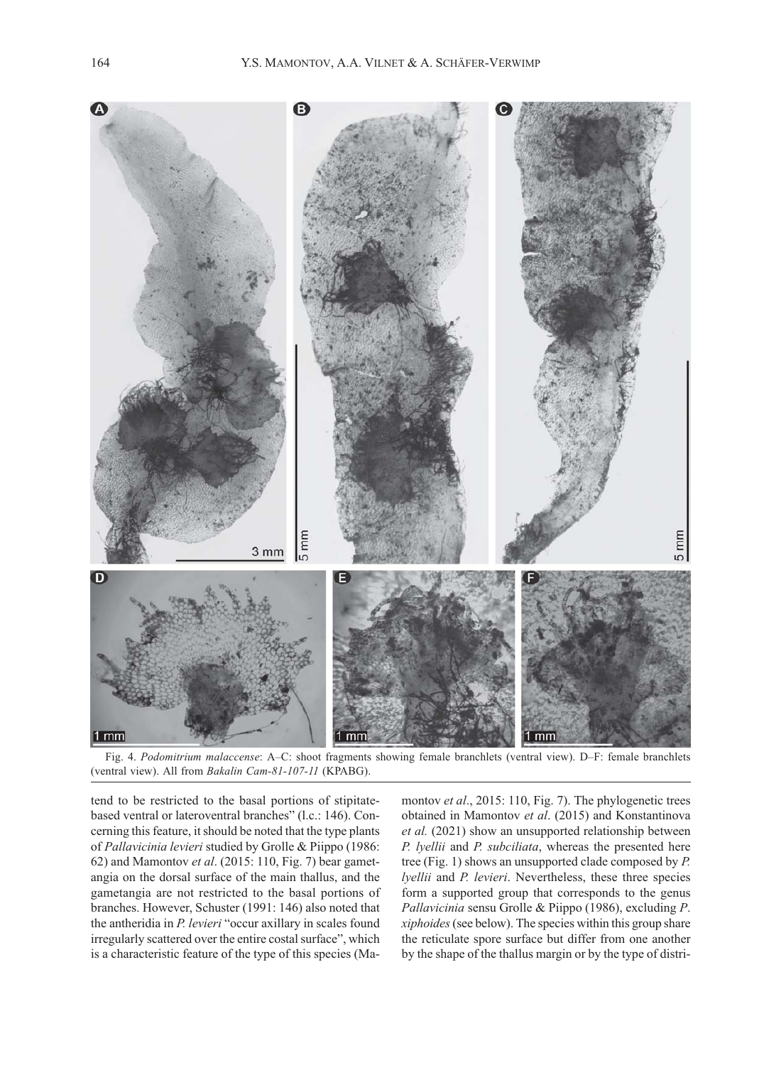Fig. 4. *Podomitrium malaccense*: A–C: shoot fragments showing female branchlets (ventral view). D–F: female branchlets (ventral view). All from *Bakalin Cam-81-107-11* (KPABG).

tend to be restricted to the basal portions of stipitate-based ventral or lateroventral branches" (l.c.: 146). Concerning this feature, it should be noted that the type plants of *Pallavicinia levieri* studied by Grolle & Piippo (1986: 62) and Mamontov *et al*. (2015: 110, Fig. 7) bear gametangia on the dorsal surface of the main thallus, and the gametangia are not restricted to the basal portions of branches. However, Schuster (1991: 146) also noted that the antheridia in *P. levieri* "occur axillary in scales found irregularly scattered over the entire costal surface", which is a characteristic feature of the type of this species (Mamontov *et al*., 2015: 110, Fig. 7). The phylogenetic trees obtained in Mamontov *et al*. (2015) and Konstantinova *et al.* (2021) show an unsupported relationship between *P. lyellii* and *P. subciliata*, whereas the presented here tree (Fig. 1) shows an unsupported clade composed by *P. lyellii* and *P. levieri*. Nevertheless, these three species form a supported group that corresponds to the genus *Pallavicinia* sensu Grolle & Piippo (1986), excluding *P. xiphoides* (see below). The species within this group share the reticulate spore surface but differ from one another by the shape of the thallus margin or by the type of distri-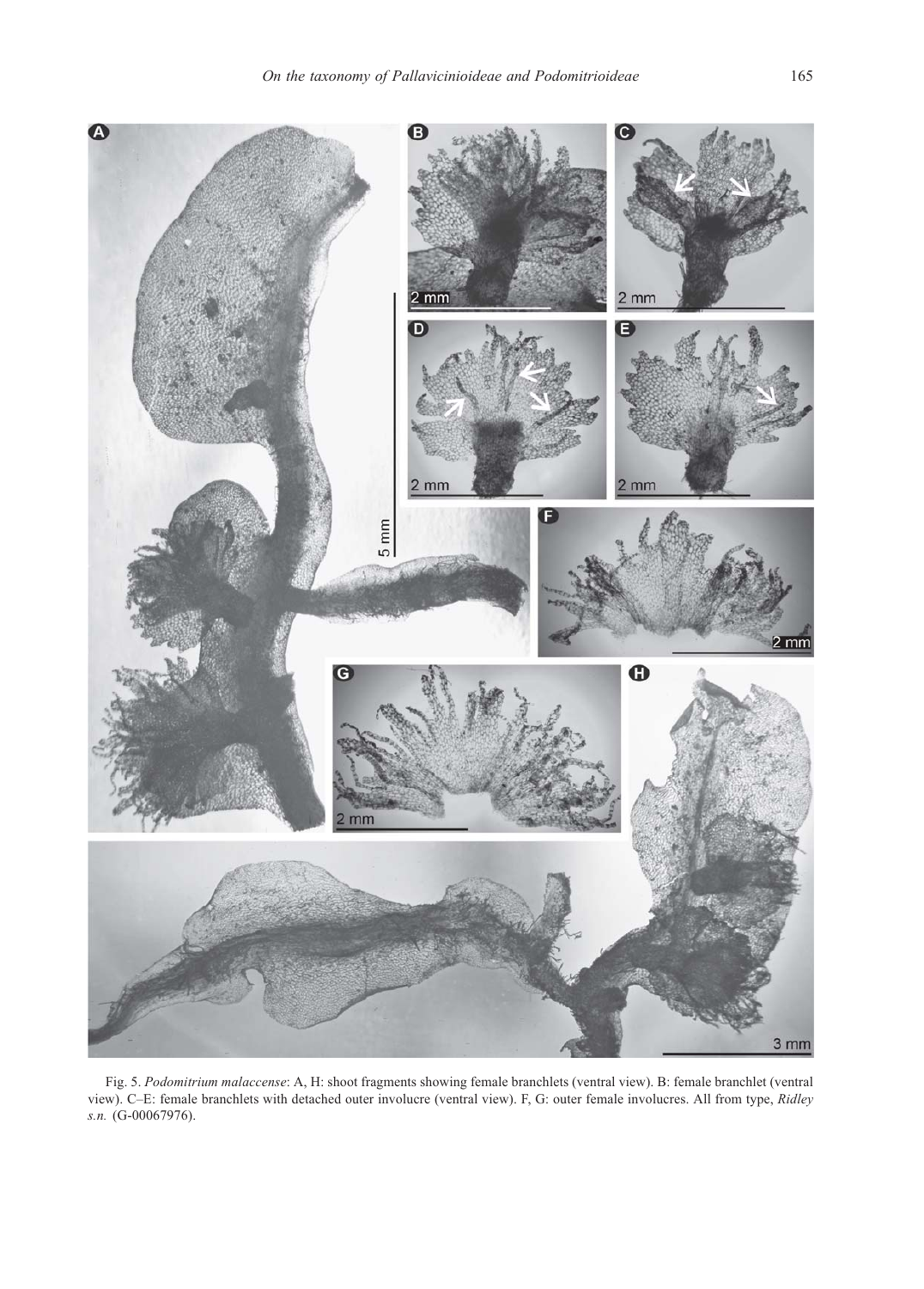Fig. 5. *Podomitrium malaccense*: A, H: shoot fragments showing female branchlets (ventral view). B: female branchlet (ventral view). C–E: female branchlets with detached outer involucre (ventral view). F, G: outer female involucres. All from type, *Ridley s.n.* (G-00067976).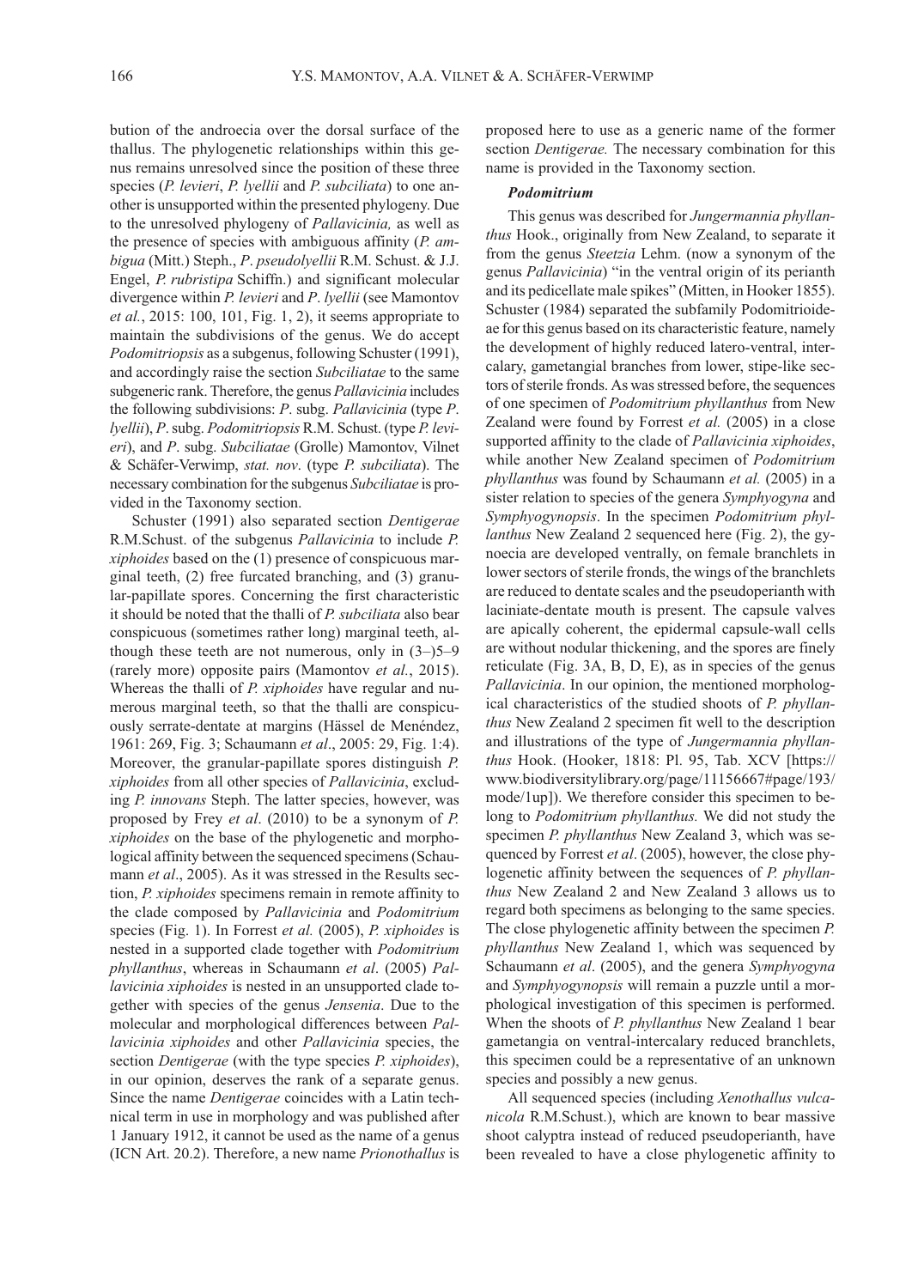bution of the androecia over the dorsal surface of the thallus. The phylogenetic relationships within this genus remains unresolved since the position of these three species (*P. levieri*, *P. lyellii* and *P. subciliata*) to one another is unsupported within the presented phylogeny. Due to the unresolved phylogeny of *Pallavicinia,* as well as the presence of species with ambiguous affinity (*P. ambigua* (Mitt.) Steph., *P*. *pseudolyellii* R.M. Schust. & J.J. Engel, *P. rubristipa* Schiffn.) and significant molecular divergence within *P. levieri* and *P*. *lyellii* (see Mamontov *et al.*, 2015: 100, 101, Fig. 1, 2), it seems appropriate to maintain the subdivisions of the genus. We do accept *Podomitriopsis* as a subgenus, following Schuster (1991), and accordingly raise the section *Subciliatae* to the same subgeneric rank. Therefore, the genus *Pallavicinia* includes the following subdivisions: *P*. subg. *Pallavicinia* (type *P*. *lyellii*), *P*. subg. *Podomitriopsis* R.M. Schust. (type *P. levieri*), and *P*. subg. *Subciliatae* (Grolle) Mamontov, Vilnet & Schäfer-Verwimp, *stat. nov*. (type *P. subciliata*). The necessary combination for the subgenus *Subciliatae* is provided in the Taxonomy section.

Schuster (1991) also separated section *Dentigerae* R.M.Schust. of the subgenus *Pallavicinia* to include *P. xiphoides* based on the (1) presence of conspicuous marginal teeth, (2) free furcated branching, and (3) granular-papillate spores. Concerning the first characteristic it should be noted that the thalli of *P. subciliata* also bear conspicuous (sometimes rather long) marginal teeth, although these teeth are not numerous, only in (3–)5–9 (rarely more) opposite pairs (Mamontov *et al.*, 2015). Whereas the thalli of *P. xiphoides* have regular and numerous marginal teeth, so that the thalli are conspicuously serrate-dentate at margins (Hässel de Menéndez, 1961: 269, Fig. 3; Schaumann *et al*., 2005: 29, Fig. 1:4). Moreover, the granular-papillate spores distinguish *P. xiphoides* from all other species of *Pallavicinia*, excluding *P. innovans* Steph. The latter species, however, was proposed by Frey *et al*. (2010) to be a synonym of *P. xiphoides* on the base of the phylogenetic and morphological affinity between the sequenced specimens (Schaumann *et al*., 2005). As it was stressed in the Results section, *P. xiphoides* specimens remain in remote affinity to the clade composed by *Pallavicinia* and *Podomitrium* species (Fig. 1). In Forrest *et al.* (2005), *P. xiphoides* is nested in a supported clade together with *Podomitrium phyllanthus*, whereas in Schaumann *et al*. (2005) *Pallavicinia xiphoides* is nested in an unsupported clade together with species of the genus *Jensenia*. Due to the molecular and morphological differences between *Pallavicinia xiphoides* and other *Pallavicinia* species, the section *Dentigerae* (with the type species *P. xiphoides*), in our opinion, deserves the rank of a separate genus. Since the name *Dentigerae* coincides with a Latin technical term in use in morphology and was published after 1 January 1912, it cannot be used as the name of a genus (ICN Art. 20.2). Therefore, a new name *Prionothallus* is proposed here to use as a generic name of the former section *Dentigerae.* The necessary combination for this name is provided in the Taxonomy section.

#### *Podomitrium*

This genus was described for *Jungermannia phyllanthus* Hook., originally from New Zealand, to separate it from the genus *Steetzia* Lehm. (now a synonym of the genus *Pallavicinia*) "in the ventral origin of its perianth and its pedicellate male spikes" (Mitten, in Hooker 1855). Schuster (1984) separated the subfamily Podomitrioideae for this genus based on its characteristic feature, namely the development of highly reduced latero-ventral, intercalary, gametangial branches from lower, stipe-like sectors of sterile fronds. As was stressed before, the sequences of one specimen of *Podomitrium phyllanthus* from New Zealand were found by Forrest *et al.* (2005) in a close supported affinity to the clade of *Pallavicinia xiphoides*, while another New Zealand specimen of *Podomitrium phyllanthus* was found by Schaumann *et al.* (2005) in a sister relation to species of the genera *Symphyogyna* and *Symphyogynopsis*. In the specimen *Podomitrium phyllanthus* New Zealand 2 sequenced here (Fig. 2), the gynoecia are developed ventrally, on female branchlets in lower sectors of sterile fronds, the wings of the branchlets are reduced to dentate scales and the pseudoperianth with laciniate-dentate mouth is present. The capsule valves are apically coherent, the epidermal capsule-wall cells are without nodular thickening, and the spores are finely reticulate (Fig. 3A, B, D, E), as in species of the genus *Pallavicinia*. In our opinion, the mentioned morphological characteristics of the studied shoots of *P. phyllanthus* New Zealand 2 specimen fit well to the description and illustrations of the type of *Jungermannia phyllanthus* Hook. (Hooker, 1818: Pl. 95, Tab. XCV [https://www.biodiversitylibrary.org/page/11156667#page/193/mode/1up]). We therefore consider this specimen to belong to *Podomitrium phyllanthus.* We did not study the specimen *P. phyllanthus* New Zealand 3, which was sequenced by Forrest *et al*. (2005), however, the close phylogenetic affinity between the sequences of *P. phyllanthus* New Zealand 2 and New Zealand 3 allows us to regard both specimens as belonging to the same species. The close phylogenetic affinity between the specimen *P. phyllanthus* New Zealand 1, which was sequenced by Schaumann *et al*. (2005), and the genera *Symphyogyna* and *Symphyogynopsis* will remain a puzzle until a morphological investigation of this specimen is performed. When the shoots of *P. phyllanthus* New Zealand 1 bear gametangia on ventral-intercalary reduced branchlets, this specimen could be a representative of an unknown species and possibly a new genus.

All sequenced species (including *Xenothallus vulcanicola* R.M.Schust.), which are known to bear massive shoot calyptra instead of reduced pseudoperianth, have been revealed to have a close phylogenetic affinity to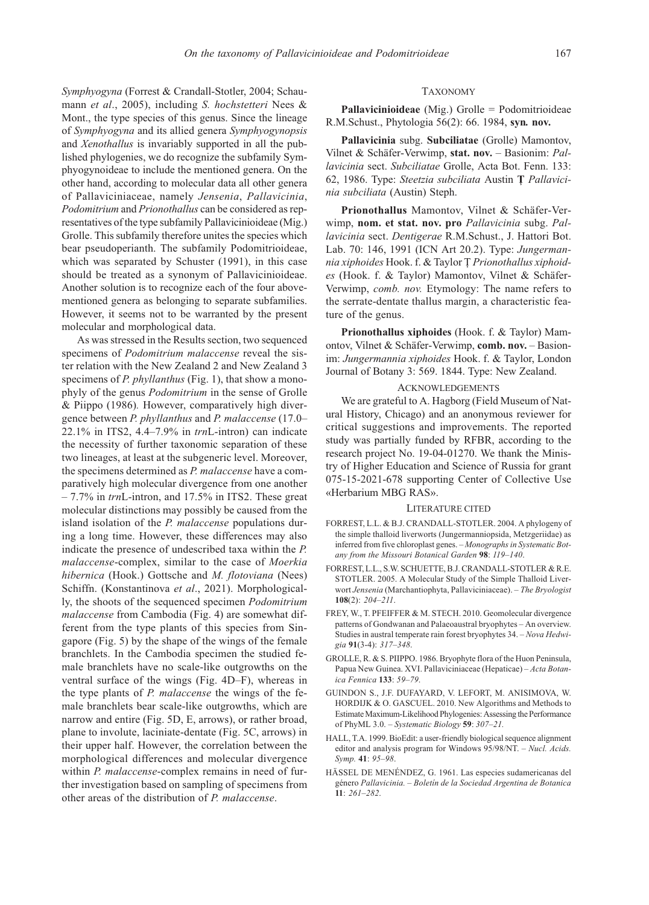*Symphyogyna* (Forrest & Crandall-Stotler, 2004; Schaumann *et al*., 2005), including *S. hochstetteri* Nees & Mont., the type species of this genus. Since the lineage of *Symphyogyna* and its allied genera *Symphyogynopsis* and *Xenothallus* is invariably supported in all the published phylogenies, we do recognize the subfamily Symphyogynoideae to include the mentioned genera. On the other hand, according to molecular data all other genera of Pallaviciniaceae, namely *Jensenia*, *Pallavicinia*, *Podomitrium* and *Prionothallus* can be considered as representatives of the type subfamily Pallavicinioideae (Mig.) Grolle. This subfamily therefore unites the species which bear pseudoperianth. The subfamily Podomitrioideae, which was separated by Schuster (1991), in this case should be treated as a synonym of Pallavicinioideae. Another solution is to recognize each of the four above-mentioned genera as belonging to separate subfamilies. However, it seems not to be warranted by the present molecular and morphological data.

As was stressed in the Results section, two sequenced specimens of *Podomitrium malaccense* reveal the sister relation with the New Zealand 2 and New Zealand 3 specimens of *P. phyllanthus* (Fig. 1), that show a monophyly of the genus *Podomitrium* in the sense of Grolle & Piippo (1986). However, comparatively high divergence between *P. phyllanthus* and *P. malaccense* (17.0–22.1% in ITS2, 4.4–7.9% in *trn*L-intron) can indicate the necessity of further taxonomic separation of these two lineages, at least at the subgeneric level. Moreover, the specimens determined as *P. malaccense* have a comparatively high molecular divergence from one another – 7.7% in *trn*L-intron, and 17.5% in ITS2. These great molecular distinctions may possibly be caused from the island isolation of the *P. malaccense* populations during a long time. However, these differences may also indicate the presence of undescribed taxa within the *P. malaccense*-complex, similar to the case of *Moerkia hibernica* (Hook.) Gottsche and *M. flotoviana* (Nees) Schiffn. (Konstantinova *et al*., 2021). Morphologically, the shoots of the sequenced specimen *Podomitrium malaccense* from Cambodia (Fig. 4) are somewhat different from the type plants of this species from Singapore (Fig. 5) by the shape of the wings of the female branchlets. In the Cambodia specimen the studied female branchlets have no scale-like outgrowths on the ventral surface of the wings (Fig. 4D–F), whereas in the type plants of *P. malaccense* the wings of the female branchlets bear scale-like outgrowths, which are narrow and entire (Fig. 5D, E, arrows), or rather broad, plane to involute, laciniate-dentate (Fig. 5C, arrows) in their upper half. However, the correlation between the morphological differences and molecular divergence within *P. malaccense*-complex remains in need of further investigation based on sampling of specimens from other areas of the distribution of *P. malaccense*.

## TAXONOMY

**Pallavicinioideae** (Mig.) Grolle = Podomitrioideae R.M.Schust., Phytologia 56(2): 66. 1984, **syn. nov.**

**Pallavicinia** subg. **Subciliatae** (Grolle) Mamontov, Vilnet & Schäfer-Verwimp, **stat. nov.** – Basionim: *Pallavicinia* sect. *Subciliatae* Grolle, Acta Bot. Fenn. 133: 62, 1986. Type: *Steetzia subciliata* Austin Ṭ *Pallavicinia subciliata* (Austin) Steph.

**Prionothallus** Mamontov, Vilnet & Schäfer-Verwimp, **nom. et stat. nov. pro** *Pallavicinia* subg. *Pallavicinia* sect. *Dentigerae* R.M.Schust., J. Hattori Bot. Lab. 70: 146, 1991 (ICN Art 20.2). Type: *Jungermannia xiphoides* Hook. f. & Taylor Ṭ *Prionothallus xiphoides* (Hook. f. & Taylor) Mamontov, Vilnet & Schäfer-Verwimp, *comb. nov.* Etymology: The name refers to the serrate-dentate thallus margin, a characteristic feature of the genus.

**Prionothallus xiphoides** (Hook. f. & Taylor) Mamontov, Vilnet & Schäfer-Verwimp, **comb. nov.** – Basionim: *Jungermannia xiphoides* Hook. f. & Taylor, London Journal of Botany 3: 569. 1844. Type: New Zealand.

## ACKNOWLEDGEMENTS

We are grateful to A. Hagborg (Field Museum of Natural History, Chicago) and an anonymous reviewer for critical suggestions and improvements. The reported study was partially funded by RFBR, according to the research project No. 19-04-01270. We thank the Ministry of Higher Education and Science of Russia for grant 075-15-2021-678 supporting Center of Collective Use «Herbarium MBG RAS».

## LITERATURE CITED

FORREST, L.L. & B.J. CRANDALL-STOTLER. 2004. A phylogeny of the simple thalloid liverworts (Jungermanniopsida, Metzgeriidae) as inferred from five chloroplast genes. – *Monographs in Systematic Botany from the Missouri Botanical Garden* **98**: *119–140*.

FORREST, L.L., S.W. SCHUETTE, B.J. CRANDALL-STOTLER & R.E. STOTLER. 2005. A Molecular Study of the Simple Thalloid Liverwort *Jensenia* (Marchantiophyta, Pallaviciniaceae). – *The Bryologist* **108**(2): *204–211*.

FREY, W., T. PFEIFFER & M. STECH. 2010. Geomolecular divergence patterns of Gondwanan and Palaeoaustral bryophytes – An overview. Studies in austral temperate rain forest bryophytes 34. – *Nova Hedwigia* **91**(3-4): *317–348*.

GROLLE, R. & S. PIIPPO. 1986. Bryophyte flora of the Huon Peninsula, Papua New Guinea. XVI. Pallaviciniaceae (Hepaticae) – *Acta Botanica Fennica* **133**: *59–79*.

GUINDON S., J.F. DUFAYARD, V. LEFORT, M. ANISIMOVA, W. HORDIJK & O. GASCUEL. 2010. New Algorithms and Methods to Estimate Maximum-Likelihood Phylogenies: Assessing the Performance of PhyML 3.0. – *Systematic Biology* **59**: *307–21*.

HALL, T.A. 1999. BioEdit: a user-friendly biological sequence alignment editor and analysis program for Windows 95/98/NT. – *Nucl. Acids. Symp.* **41**: *95–98*.

HÄSSEL DE MENÉNDEZ, G. 1961. Las especies sudamericanas del género *Pallavicinia*. – *Boletín de la Sociedad Argentina de Botanica* **11**: *261–282*.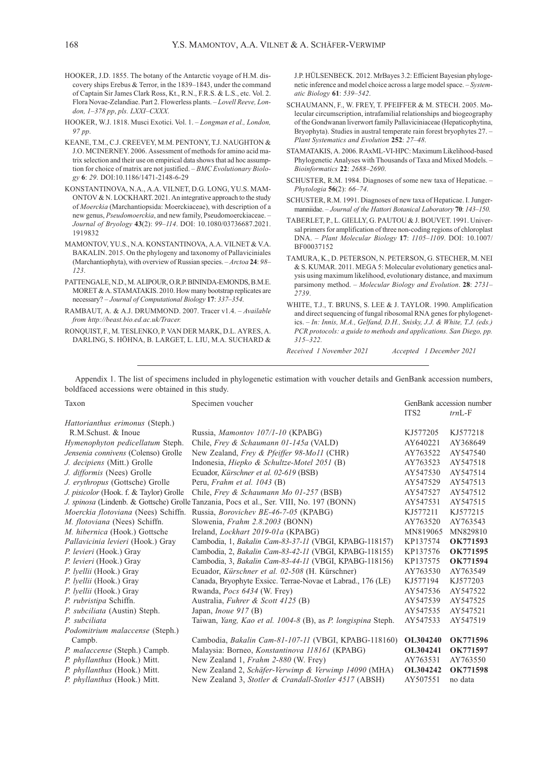HOOKER, J.D. 1855. The botany of the Antarctic voyage of H.M. discovery ships Erebus & Terror, in the 1839–1843, under the command of Captain Sir James Clark Ross, Kt., R.N., F.R.S. & L.S., etc. Vol. 2. Flora Novae-Zelandiae. Part 2. Flowerless plants. – *Lovell Reeve, London, 1–378 pp*, *pls. LXXI–CXXX*.

HOOKER, W.J. 1818. Musci Exotici. Vol. 1. – *Longman et al., London, 97 pp*.

KEANE, T.M., C.J. CREEVEY, M.M. PENTONY, T.J. NAUGHTON & J.O. MCINERNEY. 2006. Assessment of methods for amino acid matrix selection and their use on empirical data shows that ad hoc assumption for choice of matrix are not justified. – *BMC Evolutionary Biology* **6**: *29*. DOI:10.1186/1471-2148-6-29

KONSTANTINOVA, N.A., A.A. VILNET, D.G. LONG, YU.S. MAMONTOV & N. LOCKHART. 2021. An integrative approach to the study of *Moerckia* (Marchantiopsida: Moerckiaceae), with description of a new genus, *Pseudomoerckia*, and new family, Pseudomoerckiaceae. – *Journal of Bryology* **43**(2): *99–114*. DOI: 10.1080/03736687.2021.1919832

MAMONTOV, YU.S., N.A. KONSTANTINOVA, A.A. VILNET & V.A. BAKALIN. 2015. On the phylogeny and taxonomy of Pallaviciniales (Marchantiophyta), with overview of Russian species. – *Arctoa* **24**: *98–123*.

PATTENGALE, N.D., M. ALIPOUR, O.R.P. BININDA-EMONDS, B.M.E. MORET & A. STAMATAKIS. 2010. How many bootstrap replicates are necessary? – *Journal of Computational Biology* **17**: *337–354*.

RAMBAUT, A. & A.J. DRUMMOND. 2007. Tracer v1.4. – *Available from http://beast.bio.ed.ac.uk/Tracer.*

RONQUIST, F., M. TESLENKO, P. VAN DER MARK, D.L. AYRES, A. DARLING, S. HÖHNA, B. LARGET, L. LIU, M.A. SUCHARD & J.P. HÜLSENBECK. 2012. MrBayes 3.2: Efficient Bayesian phylogenetic inference and model choice across a large model space. – *Systematic Biology* **61**: *539–542*.

SCHAUMANN, F., W. FREY, T. PFEIFFER & M. STECH. 2005. Molecular circumscription, intrafamilial relationships and biogeography of the Gondwanan liverwort family Pallaviciniaceae (Hepaticophytina, Bryophyta). Studies in austral temperate rain forest bryophytes 27. – *Plant Systematics and Evolution* **252**: *27–48*.

STAMATAKIS, A. 2006. RAxML-VI-HPC: Maximum Likelihood-based Phylogenetic Analyses with Thousands of Taxa and Mixed Models. – *Bioinformatics* **22**: *2688–2690*.

SCHUSTER, R.M. 1984. Diagnoses of some new taxa of Hepaticae. – *Phytologia* **56**(2): *66–74*.

SCHUSTER, R.M. 1991. Diagnoses of new taxa of Hepaticae. I. Jungermanniidae. – *Journal of the Hattori Botanical Laboratory* **70**: *143–150*.

TABERLET, P., L. GIELLY, G. PAUTOU & J. BOUVET. 1991. Universal primers for amplification of three non-coding regions of chloroplast DNA. – *Plant Molecular Biology* **17**: *1105–1109*. DOI: 10.1007/BF00037152

TAMURA, K., D. PETERSON, N. PETERSON, G. STECHER, M. NEI & S. KUMAR. 2011. MEGA 5: Molecular evolutionary genetics analysis using maximum likelihood, evolutionary distance, and maximum parsimony method. – *Molecular Biology and Evolution*. **28**: *2731–2739*.

WHITE, T.J., T. BRUNS, S. LEE & J. TAYLOR. 1990. Amplification and direct sequencing of fungal ribosomal RNA genes for phylogenetics. – *In: Innis, M.A., Gelfand, D.H., Snisky, J.J. & White, T.J. (eds.) PCR protocols: a guide to methods and applications. San Diego, pp. 315–322.*

*Received 1 November 2021 Accepted 1 December 2021*

---

Appendix 1. The list of specimens included in phylogenetic estimation with voucher details and GenBank accession numbers, boldfaced accessions were obtained in this study.

| Taxon | Specimen voucher | GenBank accession number | |
|---|---|---|---|
| | | ITS2 | *trn*L-F |
| *Hattorianthus erimonus* (Steph.) R.M.Schust. & Inoue | Russia, *Mamontov 107/1-10* (KPABG) | KJ577205 | KJ577218 |
| *Hymenophyton pedicellatum* Steph. | Chile, *Frey & Schaumann 01-145a* (VALD) | AY640221 | AY368649 |
| *Jensenia connivens* (Colenso) Grolle | New Zealand, *Frey & Pfeiffer 98-Mo11* (CHR) | AY763522 | AY547540 |
| *J. decipiens* (Mitt.) Grolle | Indonesia, *Hiepko & Schultze-Motel 2051* (B) | AY763523 | AY547518 |
| *J. difformis* (Nees) Grolle | Ecuador, *Kürschner et al. 02-619* (BSB) | AY547530 | AY547514 |
| *J. erythropus* (Gottsche) Grolle | Peru, *Frahm et al. 1043* (B) | AY547529 | AY547513 |
| *J. pisicolor* (Hook. f. & Taylor) Grolle | Chile, *Frey & Schaumann Mo 01-257* (BSB) | AY547527 | AY547512 |
| *J. spinosa* (Lindenb. & Gottsche) Grolle | Tanzania, Pocs et al., Ser. VIII, No. 197 (BONN) | AY547531 | AY547515 |
| *Moerckia flotoviana* (Nees) Schiffn. | Russia, *Borovichev BE-46-7-05* (KPABG) | KJ577211 | KJ577215 |
| *M. flotoviana* (Nees) Schiffn. | Slowenia, *Frahm 2.8.2003* (BONN) | AY763520 | AY763543 |
| *M. hibernica* (Hook.) Gottsche | Ireland, *Lockhart 2019-01a* (KPABG) | MN819065 | MN829810 |
| *Pallavicinia levieri* (Hook.) Gray | Cambodia, 1, *Bakalin Cam-83-37-11* (VBGI, KPABG-118157) | KP137574 | **OK771593** |
| *P. levieri* (Hook.) Gray | Cambodia, 2, *Bakalin Cam-83-42-11* (VBGI, KPABG-118155) | KP137576 | **OK771595** |
| *P. levieri* (Hook.) Gray | Cambodia, 3, *Bakalin Cam-83-44-11* (VBGI, KPABG-118156) | KP137575 | **OK771594** |
| *P. lyellii* (Hook.) Gray | Ecuador, *Kürschner et al. 02-508* (H. Kürschner) | AY763530 | AY763549 |
| *P. lyellii* (Hook.) Gray | Canada, Bryophyte Exsicc. Terrae-Novae et Labrad., 176 (LE) | KJ577194 | KJ577203 |
| *P. lyellii* (Hook.) Gray | Rwanda, *Pocs 6434* (W. Frey) | AY547536 | AY547522 |
| *P. rubristipa* Schiffn. | Australia, *Fuhrer & Scott 4125* (B) | AY547539 | AY547525 |
| *P. subciliata* (Austin) Steph. | Japan, *Inoue 917* (B) | AY547535 | AY547521 |
| *P. subciliata* | Taiwan, *Yang, Kao et al. 1004-8* (B), as *P. longispina* Steph. | AY547533 | AY547519 |
| *Podomitrium malaccense* (Steph.) Campb. | Cambodia, *Bakalin Cam-81-107-11* (VBGI, KPABG-118160) | **OL304240** | **OK771596** |
| *P. malaccense* (Steph.) Campb. | Malaysia: Borneo, *Konstantinova 118161* (KPABG) | **OL304241** | **OK771597** |
| *P. phyllanthus* (Hook.) Mitt. | New Zealand 1, *Frahm 2-880* (W. Frey) | AY763531 | AY763550 |
| *P. phyllanthus* (Hook.) Mitt. | New Zealand 2, *Schäfer-Verwimp & Verwimp 14090* (MHA) | **OL304242** | **OK771598** |
| *P. phyllanthus* (Hook.) Mitt. | New Zealand 3, *Stotler & Crandall-Stotler 4517* (ABSH) | AY507551 | no data |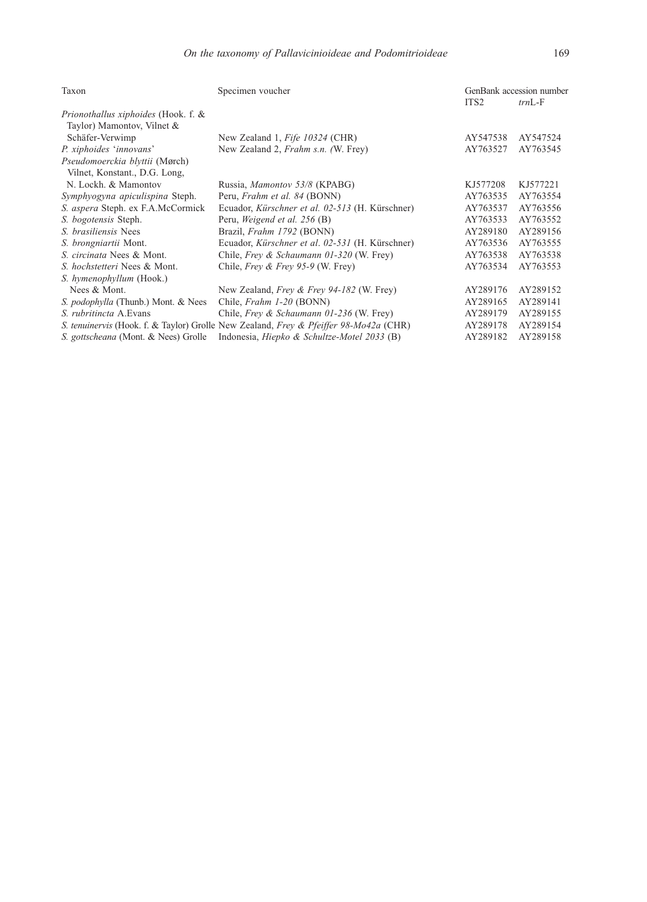| Taxon | Specimen voucher | GenBank accession number | |
|---|---|---|---|
| | | ITS2 | *trn*L-F |
| *Prionothallus xiphoides* (Hook. f. & Taylor) Mamontov, Vilnet & Schäfer-Verwimp | New Zealand 1, *Fife 10324* (CHR) | AY547538 | AY547524 |
| *P. xiphoides* '*innovans*' | New Zealand 2, *Frahm s.n. (*W. Frey) | AY763527 | AY763545 |
| *Pseudomoerckia blyttii* (Mørch) Vilnet, Konstant., D.G. Long, N. Lockh. & Mamontov | Russia, *Mamontov 53/8* (KPABG) | KJ577208 | KJ577221 |
| *Symphyogyna apiculispina* Steph. | Peru, *Frahm et al. 84* (BONN) | AY763535 | AY763554 |
| *S. aspera* Steph. ex F.A.McCormick | Ecuador, *Kürschner et al. 02-513* (H. Kürschner) | AY763537 | AY763556 |
| *S. bogotensis* Steph. | Peru, *Weigend et al. 256* (B) | AY763533 | AY763552 |
| *S. brasiliensis* Nees | Brazil, *Frahm 1792* (BONN) | AY289180 | AY289156 |
| *S. brongniartii* Mont. | Ecuador, *Kürschner et al*. *02-531* (H. Kürschner) | AY763536 | AY763555 |
| *S. circinata* Nees & Mont. | Chile, *Frey & Schaumann 01-320* (W. Frey) | AY763538 | AY763538 |
| *S. hochstetteri* Nees & Mont. | Chile, *Frey & Frey 95-9* (W. Frey) | AY763534 | AY763553 |
| *S. hymenophyllum* (Hook.) Nees & Mont. | New Zealand, *Frey & Frey 94-182* (W. Frey) | AY289176 | AY289152 |
| *S. podophylla* (Thunb.) Mont. & Nees | Chile, *Frahm 1-20* (BONN) | AY289165 | AY289141 |
| *S. rubritincta* A.Evans | Chile, *Frey & Schaumann 01-236* (W. Frey) | AY289179 | AY289155 |
| *S. tenuinervis* (Hook. f. & Taylor) Grolle | New Zealand, *Frey & Pfeiffer 98-Mo42a* (CHR) | AY289178 | AY289154 |
| *S. gottscheana* (Mont. & Nees) Grolle | Indonesia, *Hiepko & Schultze-Motel 2033* (B) | AY289182 | AY289158 |